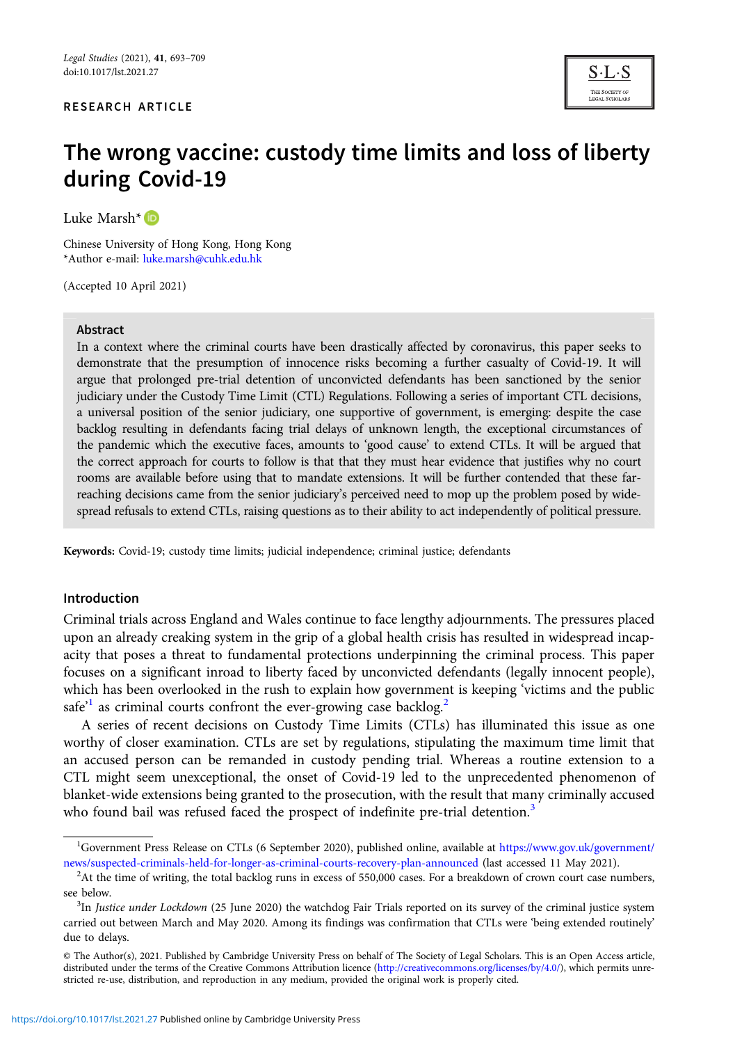RESEARCH ARTICLE

# The wrong vaccine: custody time limits and loss of liberty during Covid-19

Luke Marsh*

Chinese University of Hong Kong, Hong Kong
*Author e-mail: luke.marsh@cuhk.edu.hk

(Accepted 10 April 2021)

## Abstract

In a context where the criminal courts have been drastically affected by coronavirus, this paper seeks to demonstrate that the presumption of innocence risks becoming a further casualty of Covid-19. It will argue that prolonged pre-trial detention of unconvicted defendants has been sanctioned by the senior judiciary under the Custody Time Limit (CTL) Regulations. Following a series of important CTL decisions, a universal position of the senior judiciary, one supportive of government, is emerging: despite the case backlog resulting in defendants facing trial delays of unknown length, the exceptional circumstances of the pandemic which the executive faces, amounts to 'good cause' to extend CTLs. It will be argued that the correct approach for courts to follow is that that they must hear evidence that justifies why no court rooms are available before using that to mandate extensions. It will be further contended that these far-reaching decisions came from the senior judiciary's perceived need to mop up the problem posed by widespread refusals to extend CTLs, raising questions as to their ability to act independently of political pressure.

**Keywords:** Covid-19; custody time limits; judicial independence; criminal justice; defendants

## Introduction

Criminal trials across England and Wales continue to face lengthy adjournments. The pressures placed upon an already creaking system in the grip of a global health crisis has resulted in widespread incapacity that poses a threat to fundamental protections underpinning the criminal process. This paper focuses on a significant inroad to liberty faced by unconvicted defendants (legally innocent people), which has been overlooked in the rush to explain how government is keeping 'victims and the public safe'[1] as criminal courts confront the ever-growing case backlog.[2]

A series of recent decisions on Custody Time Limits (CTLs) has illuminated this issue as one worthy of closer examination. CTLs are set by regulations, stipulating the maximum time limit that an accused person can be remanded in custody pending trial. Whereas a routine extension to a CTL might seem unexceptional, the onset of Covid-19 led to the unprecedented phenomenon of blanket-wide extensions being granted to the prosecution, with the result that many criminally accused who found bail was refused faced the prospect of indefinite pre-trial detention.[3]

[1]Government Press Release on CTLs (6 September 2020), published online, available at https://www.gov.uk/government/news/suspected-criminals-held-for-longer-as-criminal-courts-recovery-plan-announced (last accessed 11 May 2021).

[2]At the time of writing, the total backlog runs in excess of 550,000 cases. For a breakdown of crown court case numbers, see below.

[3]In *Justice under Lockdown* (25 June 2020) the watchdog Fair Trials reported on its survey of the criminal justice system carried out between March and May 2020. Among its findings was confirmation that CTLs were 'being extended routinely' due to delays.

© The Author(s), 2021. Published by Cambridge University Press on behalf of The Society of Legal Scholars. This is an Open Access article, distributed under the terms of the Creative Commons Attribution licence (http://creativecommons.org/licenses/by/4.0/), which permits unrestricted re-use, distribution, and reproduction in any medium, provided the original work is properly cited.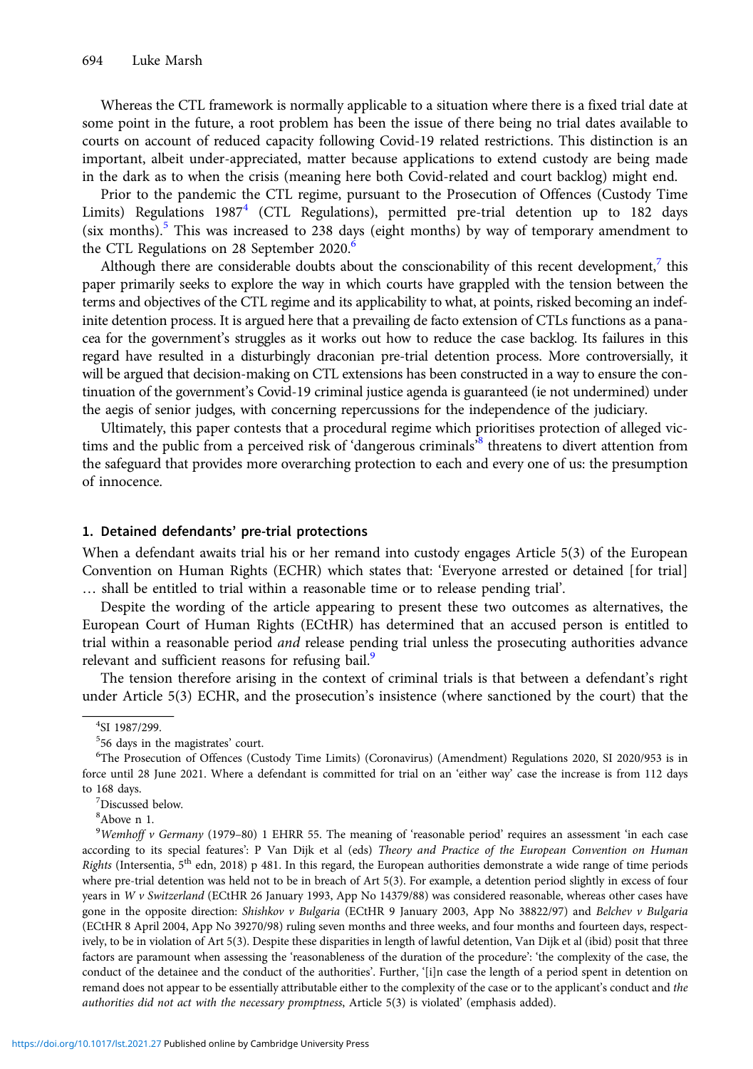Whereas the CTL framework is normally applicable to a situation where there is a fixed trial date at some point in the future, a root problem has been the issue of there being no trial dates available to courts on account of reduced capacity following Covid-19 related restrictions. This distinction is an important, albeit under-appreciated, matter because applications to extend custody are being made in the dark as to when the crisis (meaning here both Covid-related and court backlog) might end.

Prior to the pandemic the CTL regime, pursuant to the Prosecution of Offences (Custody Time Limits) Regulations 1987[4] (CTL Regulations), permitted pre-trial detention up to 182 days (six months).[5] This was increased to 238 days (eight months) by way of temporary amendment to the CTL Regulations on 28 September 2020.[6]

Although there are considerable doubts about the conscionability of this recent development,[7] this paper primarily seeks to explore the way in which courts have grappled with the tension between the terms and objectives of the CTL regime and its applicability to what, at points, risked becoming an indefinite detention process. It is argued here that a prevailing de facto extension of CTLs functions as a panacea for the government's struggles as it works out how to reduce the case backlog. Its failures in this regard have resulted in a disturbingly draconian pre-trial detention process. More controversially, it will be argued that decision-making on CTL extensions has been constructed in a way to ensure the continuation of the government's Covid-19 criminal justice agenda is guaranteed (ie not undermined) under the aegis of senior judges, with concerning repercussions for the independence of the judiciary.

Ultimately, this paper contests that a procedural regime which prioritises protection of alleged victims and the public from a perceived risk of 'dangerous criminals'[8] threatens to divert attention from the safeguard that provides more overarching protection to each and every one of us: the presumption of innocence.

## 1. Detained defendants' pre-trial protections

When a defendant awaits trial his or her remand into custody engages Article 5(3) of the European Convention on Human Rights (ECHR) which states that: 'Everyone arrested or detained [for trial] … shall be entitled to trial within a reasonable time or to release pending trial'.

Despite the wording of the article appearing to present these two outcomes as alternatives, the European Court of Human Rights (ECtHR) has determined that an accused person is entitled to trial within a reasonable period *and* release pending trial unless the prosecuting authorities advance relevant and sufficient reasons for refusing bail.[9]

The tension therefore arising in the context of criminal trials is that between a defendant's right under Article 5(3) ECHR, and the prosecution's insistence (where sanctioned by the court) that the

---

[4]SI 1987/299.

[5]56 days in the magistrates' court.

[6]The Prosecution of Offences (Custody Time Limits) (Coronavirus) (Amendment) Regulations 2020, SI 2020/953 is in force until 28 June 2021. Where a defendant is committed for trial on an 'either way' case the increase is from 112 days to 168 days.

[7]Discussed below.

[8]Above n 1.

[9]*Wemhoff v Germany* (1979–80) 1 EHRR 55. The meaning of 'reasonable period' requires an assessment 'in each case according to its special features': P Van Dijk et al (eds) *Theory and Practice of the European Convention on Human Rights* (Intersentia, 5th edn, 2018) p 481. In this regard, the European authorities demonstrate a wide range of time periods where pre-trial detention was held not to be in breach of Art 5(3). For example, a detention period slightly in excess of four years in *W v Switzerland* (ECtHR 26 January 1993, App No 14379/88) was considered reasonable, whereas other cases have gone in the opposite direction: *Shishkov v Bulgaria* (ECtHR 9 January 2003, App No 38822/97) and *Belchev v Bulgaria* (ECtHR 8 April 2004, App No 39270/98) ruling seven months and three weeks, and four months and fourteen days, respectively, to be in violation of Art 5(3). Despite these disparities in length of lawful detention, Van Dijk et al (ibid) posit that three factors are paramount when assessing the 'reasonableness of the duration of the procedure': 'the complexity of the case, the conduct of the detainee and the conduct of the authorities'. Further, '[i]n case the length of a period spent in detention on remand does not appear to be essentially attributable either to the complexity of the case or to the applicant's conduct and *the authorities did not act with the necessary promptness*, Article 5(3) is violated' (emphasis added).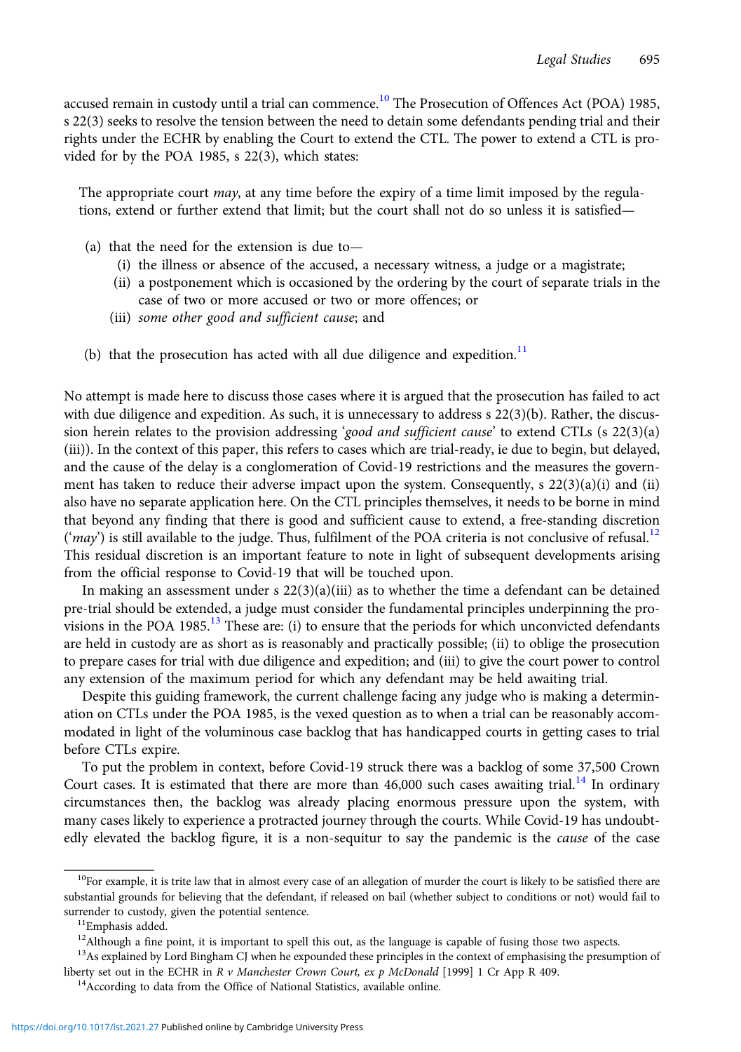accused remain in custody until a trial can commence.[10] The Prosecution of Offences Act (POA) 1985, s 22(3) seeks to resolve the tension between the need to detain some defendants pending trial and their rights under the ECHR by enabling the Court to extend the CTL. The power to extend a CTL is provided for by the POA 1985, s 22(3), which states:

> The appropriate court *may*, at any time before the expiry of a time limit imposed by the regulations, extend or further extend that limit; but the court shall not do so unless it is satisfied—
>
> (a) that the need for the extension is due to—
>
> (i) the illness or absence of the accused, a necessary witness, a judge or a magistrate;
>
> (ii) a postponement which is occasioned by the ordering by the court of separate trials in the case of two or more accused or two or more offences; or
>
> (iii) *some other good and sufficient cause*; and
>
> (b) that the prosecution has acted with all due diligence and expedition.[11]

No attempt is made here to discuss those cases where it is argued that the prosecution has failed to act with due diligence and expedition. As such, it is unnecessary to address s 22(3)(b). Rather, the discussion herein relates to the provision addressing '*good and sufficient cause*' to extend CTLs (s 22(3)(a)(iii)). In the context of this paper, this refers to cases which are trial-ready, ie due to begin, but delayed, and the cause of the delay is a conglomeration of Covid-19 restrictions and the measures the government has taken to reduce their adverse impact upon the system. Consequently, s 22(3)(a)(i) and (ii) also have no separate application here. On the CTL principles themselves, it needs to be borne in mind that beyond any finding that there is good and sufficient cause to extend, a free-standing discretion ('*may*') is still available to the judge. Thus, fulfilment of the POA criteria is not conclusive of refusal.[12] This residual discretion is an important feature to note in light of subsequent developments arising from the official response to Covid-19 that will be touched upon.

In making an assessment under s 22(3)(a)(iii) as to whether the time a defendant can be detained pre-trial should be extended, a judge must consider the fundamental principles underpinning the provisions in the POA 1985.[13] These are: (i) to ensure that the periods for which unconvicted defendants are held in custody are as short as is reasonably and practically possible; (ii) to oblige the prosecution to prepare cases for trial with due diligence and expedition; and (iii) to give the court power to control any extension of the maximum period for which any defendant may be held awaiting trial.

Despite this guiding framework, the current challenge facing any judge who is making a determination on CTLs under the POA 1985, is the vexed question as to when a trial can be reasonably accommodated in light of the voluminous case backlog that has handicapped courts in getting cases to trial before CTLs expire.

To put the problem in context, before Covid-19 struck there was a backlog of some 37,500 Crown Court cases. It is estimated that there are more than 46,000 such cases awaiting trial.[14] In ordinary circumstances then, the backlog was already placing enormous pressure upon the system, with many cases likely to experience a protracted journey through the courts. While Covid-19 has undoubtedly elevated the backlog figure, it is a non-sequitur to say the pandemic is the *cause* of the case

---

[10] For example, it is trite law that in almost every case of an allegation of murder the court is likely to be satisfied there are substantial grounds for believing that the defendant, if released on bail (whether subject to conditions or not) would fail to surrender to custody, given the potential sentence.

[11] Emphasis added.

[12] Although a fine point, it is important to spell this out, as the language is capable of fusing those two aspects.

[13] As explained by Lord Bingham CJ when he expounded these principles in the context of emphasising the presumption of liberty set out in the ECHR in *R v Manchester Crown Court, ex p McDonald* [1999] 1 Cr App R 409.

[14] According to data from the Office of National Statistics, available online.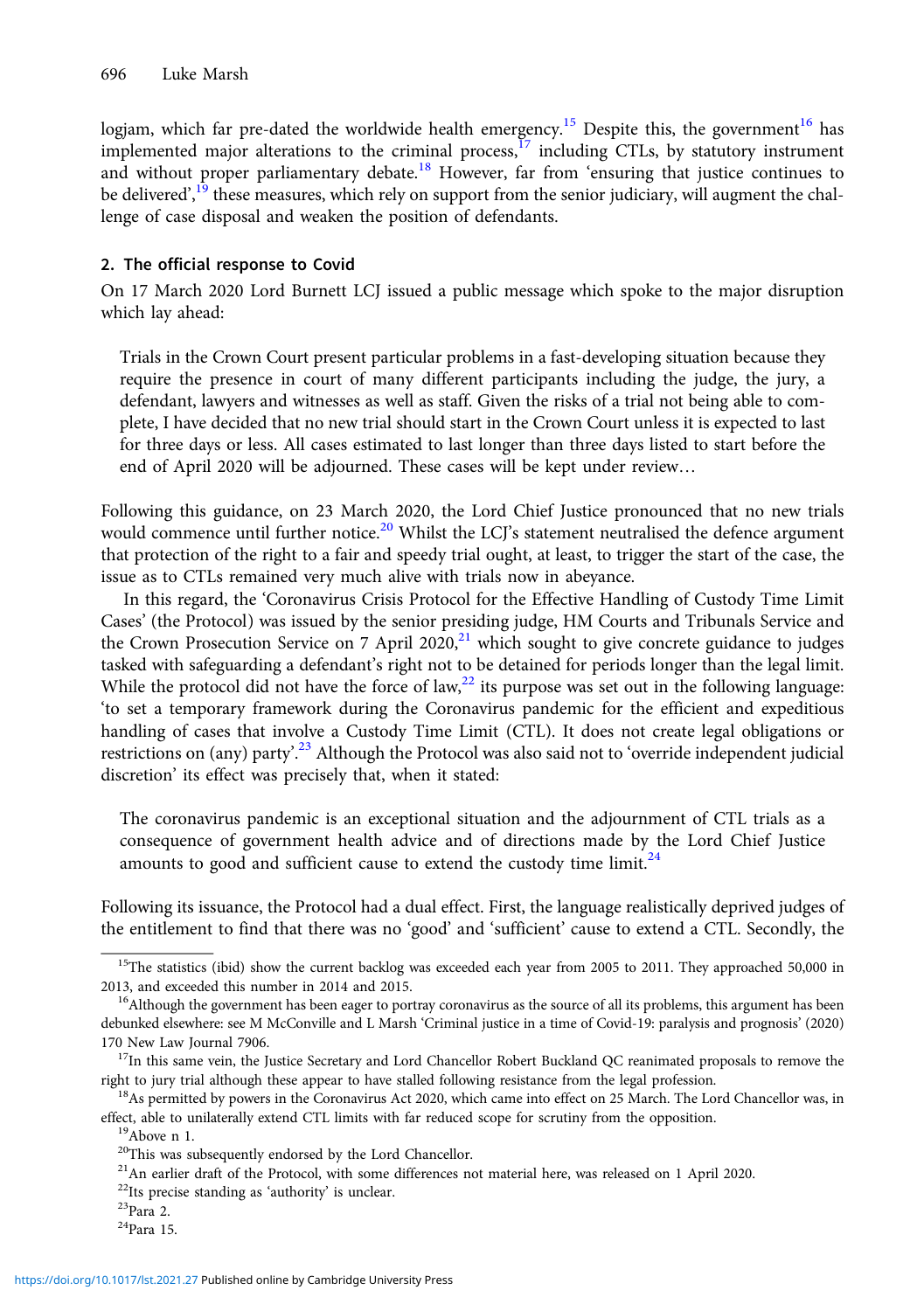logjam, which far pre-dated the worldwide health emergency.[15] Despite this, the government[16] has implemented major alterations to the criminal process,[17] including CTLs, by statutory instrument and without proper parliamentary debate.[18] However, far from 'ensuring that justice continues to be delivered',[19] these measures, which rely on support from the senior judiciary, will augment the challenge of case disposal and weaken the position of defendants.

## 2. The official response to Covid

On 17 March 2020 Lord Burnett LCJ issued a public message which spoke to the major disruption which lay ahead:

> Trials in the Crown Court present particular problems in a fast-developing situation because they require the presence in court of many different participants including the judge, the jury, a defendant, lawyers and witnesses as well as staff. Given the risks of a trial not being able to complete, I have decided that no new trial should start in the Crown Court unless it is expected to last for three days or less. All cases estimated to last longer than three days listed to start before the end of April 2020 will be adjourned. These cases will be kept under review…

Following this guidance, on 23 March 2020, the Lord Chief Justice pronounced that no new trials would commence until further notice.[20] Whilst the LCJ's statement neutralised the defence argument that protection of the right to a fair and speedy trial ought, at least, to trigger the start of the case, the issue as to CTLs remained very much alive with trials now in abeyance.

In this regard, the 'Coronavirus Crisis Protocol for the Effective Handling of Custody Time Limit Cases' (the Protocol) was issued by the senior presiding judge, HM Courts and Tribunals Service and the Crown Prosecution Service on 7 April 2020,[21] which sought to give concrete guidance to judges tasked with safeguarding a defendant's right not to be detained for periods longer than the legal limit. While the protocol did not have the force of law,[22] its purpose was set out in the following language: 'to set a temporary framework during the Coronavirus pandemic for the efficient and expeditious handling of cases that involve a Custody Time Limit (CTL). It does not create legal obligations or restrictions on (any) party'.[23] Although the Protocol was also said not to 'override independent judicial discretion' its effect was precisely that, when it stated:

> The coronavirus pandemic is an exceptional situation and the adjournment of CTL trials as a consequence of government health advice and of directions made by the Lord Chief Justice amounts to good and sufficient cause to extend the custody time limit.[24]

Following its issuance, the Protocol had a dual effect. First, the language realistically deprived judges of the entitlement to find that there was no 'good' and 'sufficient' cause to extend a CTL. Secondly, the

---

[15] The statistics (ibid) show the current backlog was exceeded each year from 2005 to 2011. They approached 50,000 in 2013, and exceeded this number in 2014 and 2015.

[16] Although the government has been eager to portray coronavirus as the source of all its problems, this argument has been debunked elsewhere: see M McConville and L Marsh 'Criminal justice in a time of Covid-19: paralysis and prognosis' (2020) 170 New Law Journal 7906.

[17] In this same vein, the Justice Secretary and Lord Chancellor Robert Buckland QC reanimated proposals to remove the right to jury trial although these appear to have stalled following resistance from the legal profession.

[18] As permitted by powers in the Coronavirus Act 2020, which came into effect on 25 March. The Lord Chancellor was, in effect, able to unilaterally extend CTL limits with far reduced scope for scrutiny from the opposition.

[19] Above n 1.

[20] This was subsequently endorsed by the Lord Chancellor.

[21] An earlier draft of the Protocol, with some differences not material here, was released on 1 April 2020.

[22] Its precise standing as 'authority' is unclear.

[23] Para 2.

[24] Para 15.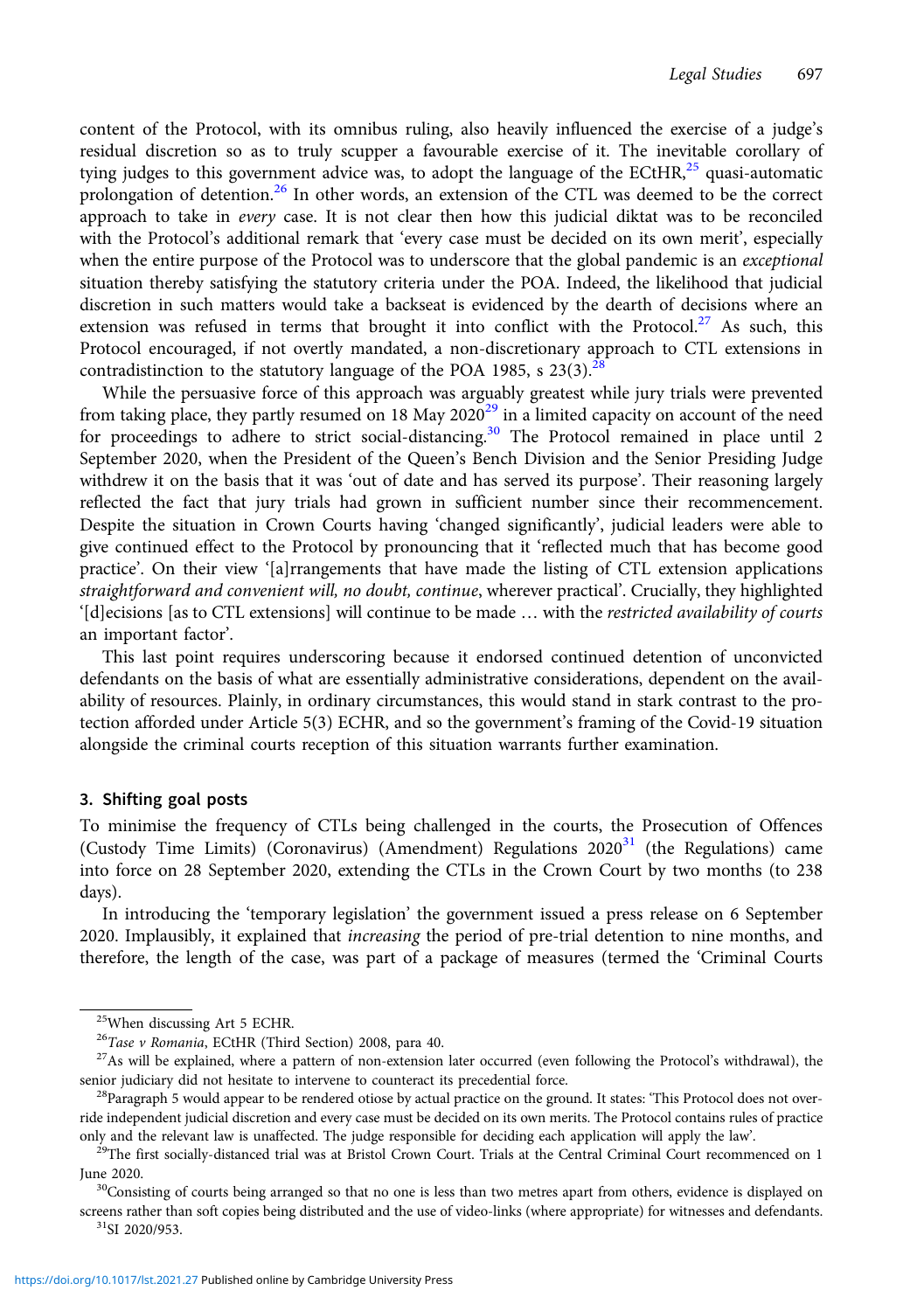content of the Protocol, with its omnibus ruling, also heavily influenced the exercise of a judge's residual discretion so as to truly scupper a favourable exercise of it. The inevitable corollary of tying judges to this government advice was, to adopt the language of the ECtHR,[25] quasi-automatic prolongation of detention.[26] In other words, an extension of the CTL was deemed to be the correct approach to take in *every* case. It is not clear then how this judicial diktat was to be reconciled with the Protocol's additional remark that 'every case must be decided on its own merit', especially when the entire purpose of the Protocol was to underscore that the global pandemic is an *exceptional* situation thereby satisfying the statutory criteria under the POA. Indeed, the likelihood that judicial discretion in such matters would take a backseat is evidenced by the dearth of decisions where an extension was refused in terms that brought it into conflict with the Protocol.[27] As such, this Protocol encouraged, if not overtly mandated, a non-discretionary approach to CTL extensions in contradistinction to the statutory language of the POA 1985, s 23(3).[28]

While the persuasive force of this approach was arguably greatest while jury trials were prevented from taking place, they partly resumed on 18 May 2020[29] in a limited capacity on account of the need for proceedings to adhere to strict social-distancing.[30] The Protocol remained in place until 2 September 2020, when the President of the Queen's Bench Division and the Senior Presiding Judge withdrew it on the basis that it was 'out of date and has served its purpose'. Their reasoning largely reflected the fact that jury trials had grown in sufficient number since their recommencement. Despite the situation in Crown Courts having 'changed significantly', judicial leaders were able to give continued effect to the Protocol by pronouncing that it 'reflected much that has become good practice'. On their view '[a]rrangements that have made the listing of CTL extension applications *straightforward and convenient will, no doubt, continue*, wherever practical'. Crucially, they highlighted '[d]ecisions [as to CTL extensions] will continue to be made … with the *restricted availability of courts* an important factor'.

This last point requires underscoring because it endorsed continued detention of unconvicted defendants on the basis of what are essentially administrative considerations, dependent on the availability of resources. Plainly, in ordinary circumstances, this would stand in stark contrast to the protection afforded under Article 5(3) ECHR, and so the government's framing of the Covid-19 situation alongside the criminal courts reception of this situation warrants further examination.

## 3. Shifting goal posts

To minimise the frequency of CTLs being challenged in the courts, the Prosecution of Offences (Custody Time Limits) (Coronavirus) (Amendment) Regulations 2020[31] (the Regulations) came into force on 28 September 2020, extending the CTLs in the Crown Court by two months (to 238 days).

In introducing the 'temporary legislation' the government issued a press release on 6 September 2020. Implausibly, it explained that *increasing* the period of pre-trial detention to nine months, and therefore, the length of the case, was part of a package of measures (termed the 'Criminal Courts

---

[25] When discussing Art 5 ECHR.

[26] *Tase v Romania*, ECtHR (Third Section) 2008, para 40.

[27] As will be explained, where a pattern of non-extension later occurred (even following the Protocol's withdrawal), the senior judiciary did not hesitate to intervene to counteract its precedential force.

[28] Paragraph 5 would appear to be rendered otiose by actual practice on the ground. It states: 'This Protocol does not override independent judicial discretion and every case must be decided on its own merits. The Protocol contains rules of practice only and the relevant law is unaffected. The judge responsible for deciding each application will apply the law'.

[29] The first socially-distanced trial was at Bristol Crown Court. Trials at the Central Criminal Court recommenced on 1 June 2020.

[30] Consisting of courts being arranged so that no one is less than two metres apart from others, evidence is displayed on screens rather than soft copies being distributed and the use of video-links (where appropriate) for witnesses and defendants.

[31] SI 2020/953.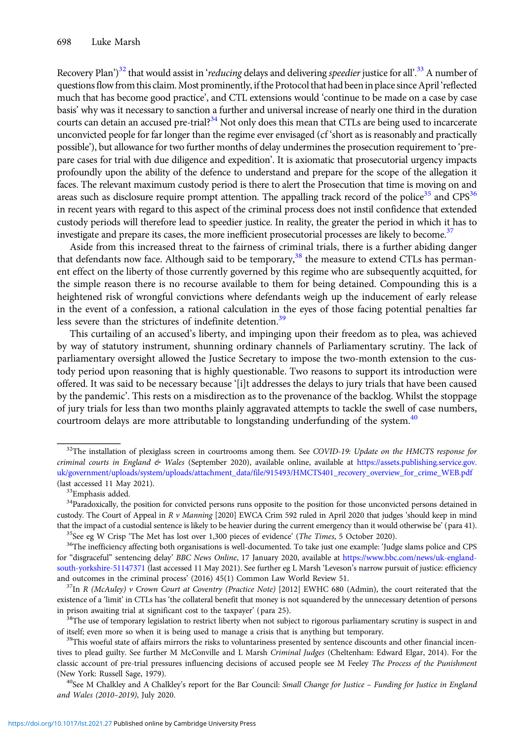Recovery Plan')[32] that would assist in '*reducing* delays and delivering *speedier* justice for all'.[33] A number of questions flow from this claim. Most prominently, if the Protocol that had been in place since April 'reflected much that has become good practice', and CTL extensions would 'continue to be made on a case by case basis' why was it necessary to sanction a further and universal increase of nearly one third in the duration courts can detain an accused pre-trial?[34] Not only does this mean that CTLs are being used to incarcerate unconvicted people for far longer than the regime ever envisaged (cf 'short as is reasonably and practically possible'), but allowance for two further months of delay undermines the prosecution requirement to 'prepare cases for trial with due diligence and expedition'. It is axiomatic that prosecutorial urgency impacts profoundly upon the ability of the defence to understand and prepare for the scope of the allegation it faces. The relevant maximum custody period is there to alert the Prosecution that time is moving on and areas such as disclosure require prompt attention. The appalling track record of the police[35] and CPS[36] in recent years with regard to this aspect of the criminal process does not instil confidence that extended custody periods will therefore lead to speedier justice. In reality, the greater the period in which it has to investigate and prepare its cases, the more inefficient prosecutorial processes are likely to become.[37]

Aside from this increased threat to the fairness of criminal trials, there is a further abiding danger that defendants now face. Although said to be temporary,[38] the measure to extend CTLs has permanent effect on the liberty of those currently governed by this regime who are subsequently acquitted, for the simple reason there is no recourse available to them for being detained. Compounding this is a heightened risk of wrongful convictions where defendants weigh up the inducement of early release in the event of a confession, a rational calculation in the eyes of those facing potential penalties far less severe than the strictures of indefinite detention.[39]

This curtailing of an accused's liberty, and impinging upon their freedom as to plea, was achieved by way of statutory instrument, shunning ordinary channels of Parliamentary scrutiny. The lack of parliamentary oversight allowed the Justice Secretary to impose the two-month extension to the custody period upon reasoning that is highly questionable. Two reasons to support its introduction were offered. It was said to be necessary because '[i]t addresses the delays to jury trials that have been caused by the pandemic'. This rests on a misdirection as to the provenance of the backlog. Whilst the stoppage of jury trials for less than two months plainly aggravated attempts to tackle the swell of case numbers, courtroom delays are more attributable to longstanding underfunding of the system.[40]

---

[32] The installation of plexiglass screen in courtrooms among them. See *COVID-19: Update on the HMCTS response for criminal courts in England & Wales* (September 2020), available online, available at https://assets.publishing.service.gov.uk/government/uploads/system/uploads/attachment_data/file/915493/HMCTS401_recovery_overview_for_crime_WEB.pdf (last accessed 11 May 2021).

[33] Emphasis added.

[34] Paradoxically, the position for convicted persons runs opposite to the position for those unconvicted persons detained in custody. The Court of Appeal in *R v Manning* [2020] EWCA Crim 592 ruled in April 2020 that judges 'should keep in mind that the impact of a custodial sentence is likely to be heavier during the current emergency than it would otherwise be' (para 41).

[35] See eg W Crisp 'The Met has lost over 1,300 pieces of evidence' (*The Times*, 5 October 2020).

[36] The inefficiency affecting both organisations is well-documented. To take just one example: 'Judge slams police and CPS for "disgraceful" sentencing delay' *BBC News Online*, 17 January 2020, available at https://www.bbc.com/news/uk-england-south-yorkshire-51147371 (last accessed 11 May 2021). See further eg L Marsh 'Leveson's narrow pursuit of justice: efficiency and outcomes in the criminal process' (2016) 45(1) Common Law World Review 51.

[37] In *R (McAuley) v Crown Court at Coventry (Practice Note)* [2012] EWHC 680 (Admin), the court reiterated that the existence of a 'limit' in CTLs has 'the collateral benefit that money is not squandered by the unnecessary detention of persons in prison awaiting trial at significant cost to the taxpayer' (para 25).

[38] The use of temporary legislation to restrict liberty when not subject to rigorous parliamentary scrutiny is suspect in and of itself; even more so when it is being used to manage a crisis that is anything but temporary.

[39] This woeful state of affairs mirrors the risks to voluntariness presented by sentence discounts and other financial incentives to plead guilty. See further M McConville and L Marsh *Criminal Judges* (Cheltenham: Edward Elgar, 2014). For the classic account of pre-trial pressures influencing decisions of accused people see M Feeley *The Process of the Punishment* (New York: Russell Sage, 1979).

[40] See M Chalkley and A Chalkley's report for the Bar Council: *Small Change for Justice – Funding for Justice in England and Wales (2010–2019)*, July 2020.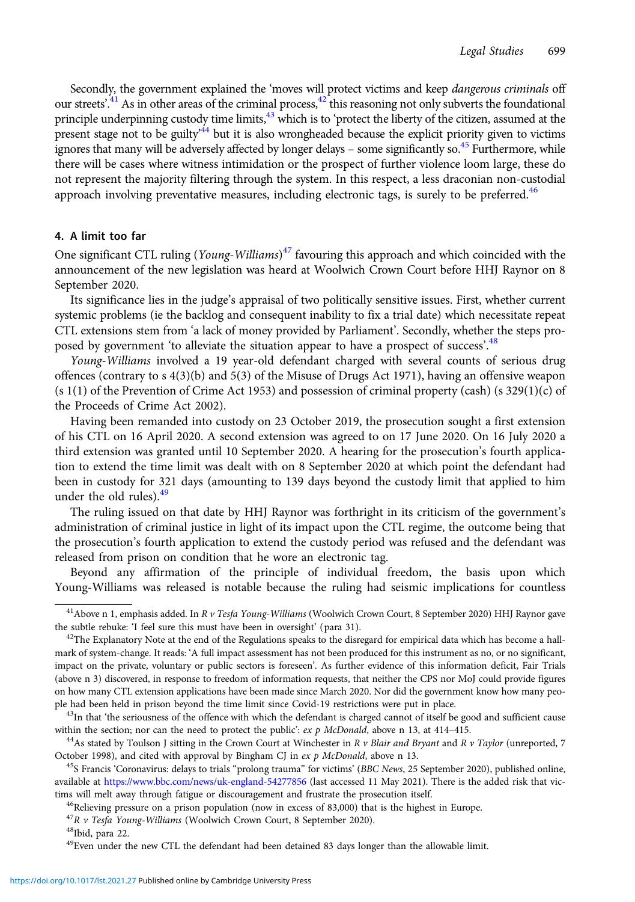Secondly, the government explained the 'moves will protect victims and keep *dangerous criminals* off our streets'.[41] As in other areas of the criminal process,[42] this reasoning not only subverts the foundational principle underpinning custody time limits,[43] which is to 'protect the liberty of the citizen, assumed at the present stage not to be guilty'[44] but it is also wrongheaded because the explicit priority given to victims ignores that many will be adversely affected by longer delays – some significantly so.[45] Furthermore, while there will be cases where witness intimidation or the prospect of further violence loom large, these do not represent the majority filtering through the system. In this respect, a less draconian non-custodial approach involving preventative measures, including electronic tags, is surely to be preferred.[46]

## 4. A limit too far

One significant CTL ruling (*Young-Williams*)[47] favouring this approach and which coincided with the announcement of the new legislation was heard at Woolwich Crown Court before HHJ Raynor on 8 September 2020.

Its significance lies in the judge's appraisal of two politically sensitive issues. First, whether current systemic problems (ie the backlog and consequent inability to fix a trial date) which necessitate repeat CTL extensions stem from 'a lack of money provided by Parliament'. Secondly, whether the steps proposed by government 'to alleviate the situation appear to have a prospect of success'.[48]

*Young-Williams* involved a 19 year-old defendant charged with several counts of serious drug offences (contrary to s 4(3)(b) and 5(3) of the Misuse of Drugs Act 1971), having an offensive weapon (s 1(1) of the Prevention of Crime Act 1953) and possession of criminal property (cash) (s 329(1)(c) of the Proceeds of Crime Act 2002).

Having been remanded into custody on 23 October 2019, the prosecution sought a first extension of his CTL on 16 April 2020. A second extension was agreed to on 17 June 2020. On 16 July 2020 a third extension was granted until 10 September 2020. A hearing for the prosecution's fourth application to extend the time limit was dealt with on 8 September 2020 at which point the defendant had been in custody for 321 days (amounting to 139 days beyond the custody limit that applied to him under the old rules).[49]

The ruling issued on that date by HHJ Raynor was forthright in its criticism of the government's administration of criminal justice in light of its impact upon the CTL regime, the outcome being that the prosecution's fourth application to extend the custody period was refused and the defendant was released from prison on condition that he wore an electronic tag.

Beyond any affirmation of the principle of individual freedom, the basis upon which Young-Williams was released is notable because the ruling had seismic implications for countless

---

[41] Above n 1, emphasis added. In *R v Tesfa Young-Williams* (Woolwich Crown Court, 8 September 2020) HHJ Raynor gave the subtle rebuke: 'I feel sure this must have been in oversight' (para 31).

[42] The Explanatory Note at the end of the Regulations speaks to the disregard for empirical data which has become a hallmark of system-change. It reads: 'A full impact assessment has not been produced for this instrument as no, or no significant, impact on the private, voluntary or public sectors is foreseen'. As further evidence of this information deficit, Fair Trials (above n 3) discovered, in response to freedom of information requests, that neither the CPS nor MoJ could provide figures on how many CTL extension applications have been made since March 2020. Nor did the government know how many people had been held in prison beyond the time limit since Covid-19 restrictions were put in place.

[43] In that 'the seriousness of the offence with which the defendant is charged cannot of itself be good and sufficient cause within the section; nor can the need to protect the public': *ex p McDonald*, above n 13, at 414–415.

[44] As stated by Toulson J sitting in the Crown Court at Winchester in *R v Blair and Bryant* and *R v Taylor* (unreported, 7 October 1998), and cited with approval by Bingham CJ in *ex p McDonald*, above n 13.

[45] S Francis 'Coronavirus: delays to trials "prolong trauma" for victims' (*BBC News*, 25 September 2020), published online, available at https://www.bbc.com/news/uk-england-54277856 (last accessed 11 May 2021). There is the added risk that victims will melt away through fatigue or discouragement and frustrate the prosecution itself.

[46] Relieving pressure on a prison population (now in excess of 83,000) that is the highest in Europe.

[47] *R v Tesfa Young-Williams* (Woolwich Crown Court, 8 September 2020).

[48] Ibid, para 22.

[49] Even under the new CTL the defendant had been detained 83 days longer than the allowable limit.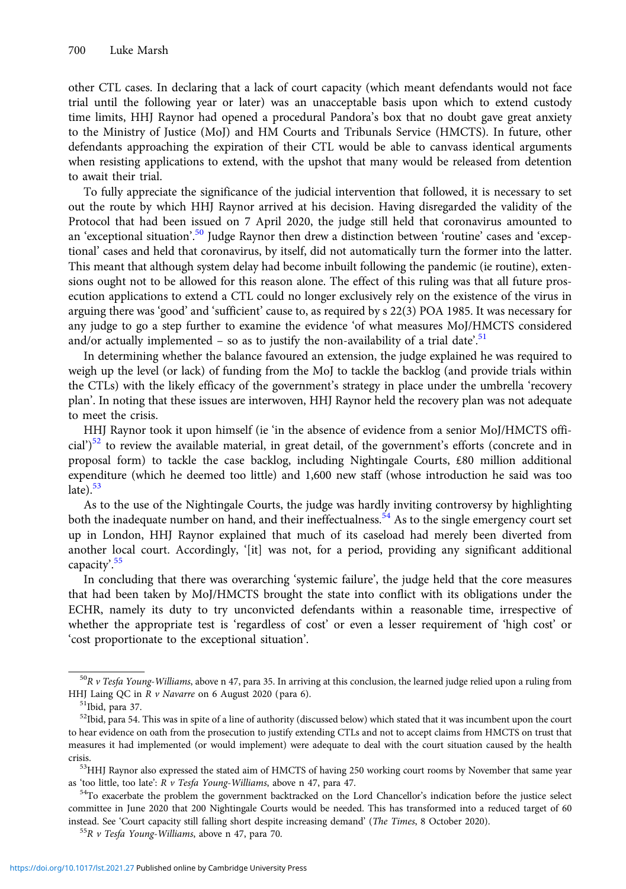other CTL cases. In declaring that a lack of court capacity (which meant defendants would not face trial until the following year or later) was an unacceptable basis upon which to extend custody time limits, HHJ Raynor had opened a procedural Pandora's box that no doubt gave great anxiety to the Ministry of Justice (MoJ) and HM Courts and Tribunals Service (HMCTS). In future, other defendants approaching the expiration of their CTL would be able to canvass identical arguments when resisting applications to extend, with the upshot that many would be released from detention to await their trial.

To fully appreciate the significance of the judicial intervention that followed, it is necessary to set out the route by which HHJ Raynor arrived at his decision. Having disregarded the validity of the Protocol that had been issued on 7 April 2020, the judge still held that coronavirus amounted to an 'exceptional situation'.[50] Judge Raynor then drew a distinction between 'routine' cases and 'exceptional' cases and held that coronavirus, by itself, did not automatically turn the former into the latter. This meant that although system delay had become inbuilt following the pandemic (ie routine), extensions ought not to be allowed for this reason alone. The effect of this ruling was that all future prosecution applications to extend a CTL could no longer exclusively rely on the existence of the virus in arguing there was 'good' and 'sufficient' cause to, as required by s 22(3) POA 1985. It was necessary for any judge to go a step further to examine the evidence 'of what measures MoJ/HMCTS considered and/or actually implemented – so as to justify the non-availability of a trial date'.[51]

In determining whether the balance favoured an extension, the judge explained he was required to weigh up the level (or lack) of funding from the MoJ to tackle the backlog (and provide trials within the CTLs) with the likely efficacy of the government's strategy in place under the umbrella 'recovery plan'. In noting that these issues are interwoven, HHJ Raynor held the recovery plan was not adequate to meet the crisis.

HHJ Raynor took it upon himself (ie 'in the absence of evidence from a senior MoJ/HMCTS official')[52] to review the available material, in great detail, of the government's efforts (concrete and in proposal form) to tackle the case backlog, including Nightingale Courts, £80 million additional expenditure (which he deemed too little) and 1,600 new staff (whose introduction he said was too late).[53]

As to the use of the Nightingale Courts, the judge was hardly inviting controversy by highlighting both the inadequate number on hand, and their ineffectualness.[54] As to the single emergency court set up in London, HHJ Raynor explained that much of its caseload had merely been diverted from another local court. Accordingly, '[it] was not, for a period, providing any significant additional capacity'.[55]

In concluding that there was overarching 'systemic failure', the judge held that the core measures that had been taken by MoJ/HMCTS brought the state into conflict with its obligations under the ECHR, namely its duty to try unconvicted defendants within a reasonable time, irrespective of whether the appropriate test is 'regardless of cost' or even a lesser requirement of 'high cost' or 'cost proportionate to the exceptional situation'.

---

[50] *R v Tesfa Young-Williams*, above n 47, para 35. In arriving at this conclusion, the learned judge relied upon a ruling from HHJ Laing QC in *R v Navarre* on 6 August 2020 (para 6).

[51] Ibid, para 37.

[52] Ibid, para 54. This was in spite of a line of authority (discussed below) which stated that it was incumbent upon the court to hear evidence on oath from the prosecution to justify extending CTLs and not to accept claims from HMCTS on trust that measures it had implemented (or would implement) were adequate to deal with the court situation caused by the health crisis.

[53] HHJ Raynor also expressed the stated aim of HMCTS of having 250 working court rooms by November that same year as 'too little, too late': *R v Tesfa Young-Williams*, above n 47, para 47.

[54] To exacerbate the problem the government backtracked on the Lord Chancellor's indication before the justice select committee in June 2020 that 200 Nightingale Courts would be needed. This has transformed into a reduced target of 60 instead. See 'Court capacity still falling short despite increasing demand' (*The Times*, 8 October 2020).

[55] *R v Tesfa Young-Williams*, above n 47, para 70.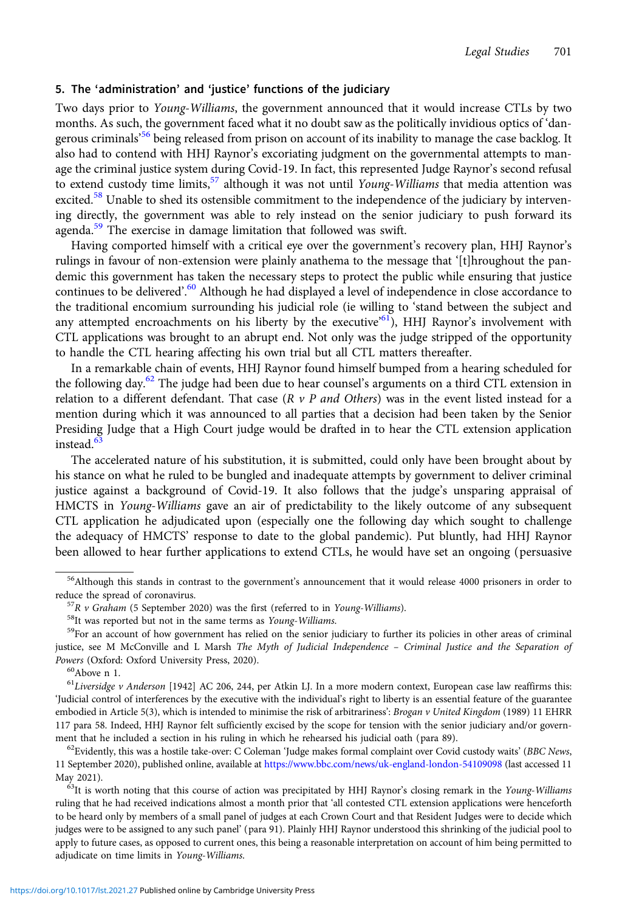## 5. The 'administration' and 'justice' functions of the judiciary

Two days prior to *Young-Williams*, the government announced that it would increase CTLs by two months. As such, the government faced what it no doubt saw as the politically invidious optics of 'dangerous criminals'[56] being released from prison on account of its inability to manage the case backlog. It also had to contend with HHJ Raynor's excoriating judgment on the governmental attempts to manage the criminal justice system during Covid-19. In fact, this represented Judge Raynor's second refusal to extend custody time limits,[57] although it was not until *Young-Williams* that media attention was excited.[58] Unable to shed its ostensible commitment to the independence of the judiciary by intervening directly, the government was able to rely instead on the senior judiciary to push forward its agenda.[59] The exercise in damage limitation that followed was swift.

Having comported himself with a critical eye over the government's recovery plan, HHJ Raynor's rulings in favour of non-extension were plainly anathema to the message that '[t]hroughout the pandemic this government has taken the necessary steps to protect the public while ensuring that justice continues to be delivered'.[60] Although he had displayed a level of independence in close accordance to the traditional encomium surrounding his judicial role (ie willing to 'stand between the subject and any attempted encroachments on his liberty by the executive'[61]), HHJ Raynor's involvement with CTL applications was brought to an abrupt end. Not only was the judge stripped of the opportunity to handle the CTL hearing affecting his own trial but all CTL matters thereafter.

In a remarkable chain of events, HHJ Raynor found himself bumped from a hearing scheduled for the following day.[62] The judge had been due to hear counsel's arguments on a third CTL extension in relation to a different defendant. That case (*R v P and Others*) was in the event listed instead for a mention during which it was announced to all parties that a decision had been taken by the Senior Presiding Judge that a High Court judge would be drafted in to hear the CTL extension application instead.[63]

The accelerated nature of his substitution, it is submitted, could only have been brought about by his stance on what he ruled to be bungled and inadequate attempts by government to deliver criminal justice against a background of Covid-19. It also follows that the judge's unsparing appraisal of HMCTS in *Young-Williams* gave an air of predictability to the likely outcome of any subsequent CTL application he adjudicated upon (especially one the following day which sought to challenge the adequacy of HMCTS' response to date to the global pandemic). Put bluntly, had HHJ Raynor been allowed to hear further applications to extend CTLs, he would have set an ongoing (persuasive

---

[56] Although this stands in contrast to the government's announcement that it would release 4000 prisoners in order to reduce the spread of coronavirus.

[57] *R v Graham* (5 September 2020) was the first (referred to in *Young-Williams*).

[58] It was reported but not in the same terms as *Young-Williams*.

[59] For an account of how government has relied on the senior judiciary to further its policies in other areas of criminal justice, see M McConville and L Marsh *The Myth of Judicial Independence – Criminal Justice and the Separation of Powers* (Oxford: Oxford University Press, 2020).

[60] Above n 1.

[61] *Liversidge v Anderson* [1942] AC 206, 244, per Atkin LJ. In a more modern context, European case law reaffirms this: 'Judicial control of interferences by the executive with the individual's right to liberty is an essential feature of the guarantee embodied in Article 5(3), which is intended to minimise the risk of arbitrariness': *Brogan v United Kingdom* (1989) 11 EHRR 117 para 58. Indeed, HHJ Raynor felt sufficiently excised by the scope for tension with the senior judiciary and/or government that he included a section in his ruling in which he rehearsed his judicial oath (para 89).

[62] Evidently, this was a hostile take-over: C Coleman 'Judge makes formal complaint over Covid custody waits' (*BBC News*, 11 September 2020), published online, available at https://www.bbc.com/news/uk-england-london-54109098 (last accessed 11 May 2021).

[63] It is worth noting that this course of action was precipitated by HHJ Raynor's closing remark in the *Young-Williams* ruling that he had received indications almost a month prior that 'all contested CTL extension applications were henceforth to be heard only by members of a small panel of judges at each Crown Court and that Resident Judges were to decide which judges were to be assigned to any such panel' (para 91). Plainly HHJ Raynor understood this shrinking of the judicial pool to apply to future cases, as opposed to current ones, this being a reasonable interpretation on account of him being permitted to adjudicate on time limits in *Young-Williams*.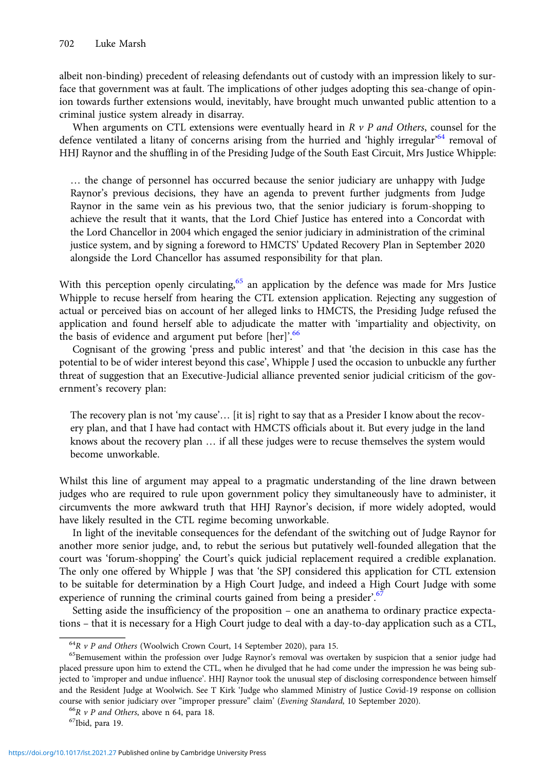albeit non-binding) precedent of releasing defendants out of custody with an impression likely to surface that government was at fault. The implications of other judges adopting this sea-change of opinion towards further extensions would, inevitably, have brought much unwanted public attention to a criminal justice system already in disarray.

When arguments on CTL extensions were eventually heard in *R v P and Others*, counsel for the defence ventilated a litany of concerns arising from the hurried and 'highly irregular'[64] removal of HHJ Raynor and the shuffling in of the Presiding Judge of the South East Circuit, Mrs Justice Whipple:

> … the change of personnel has occurred because the senior judiciary are unhappy with Judge Raynor's previous decisions, they have an agenda to prevent further judgments from Judge Raynor in the same vein as his previous two, that the senior judiciary is forum-shopping to achieve the result that it wants, that the Lord Chief Justice has entered into a Concordat with the Lord Chancellor in 2004 which engaged the senior judiciary in administration of the criminal justice system, and by signing a foreword to HMCTS' Updated Recovery Plan in September 2020 alongside the Lord Chancellor has assumed responsibility for that plan.

With this perception openly circulating,[65] an application by the defence was made for Mrs Justice Whipple to recuse herself from hearing the CTL extension application. Rejecting any suggestion of actual or perceived bias on account of her alleged links to HMCTS, the Presiding Judge refused the application and found herself able to adjudicate the matter with 'impartiality and objectivity, on the basis of evidence and argument put before [her]'.[66]

Cognisant of the growing 'press and public interest' and that 'the decision in this case has the potential to be of wider interest beyond this case', Whipple J used the occasion to unbuckle any further threat of suggestion that an Executive-Judicial alliance prevented senior judicial criticism of the government's recovery plan:

> The recovery plan is not 'my cause'… [it is] right to say that as a Presider I know about the recovery plan, and that I have had contact with HMCTS officials about it. But every judge in the land knows about the recovery plan … if all these judges were to recuse themselves the system would become unworkable.

Whilst this line of argument may appeal to a pragmatic understanding of the line drawn between judges who are required to rule upon government policy they simultaneously have to administer, it circumvents the more awkward truth that HHJ Raynor's decision, if more widely adopted, would have likely resulted in the CTL regime becoming unworkable.

In light of the inevitable consequences for the defendant of the switching out of Judge Raynor for another more senior judge, and, to rebut the serious but putatively well-founded allegation that the court was 'forum-shopping' the Court's quick judicial replacement required a credible explanation. The only one offered by Whipple J was that 'the SPJ considered this application for CTL extension to be suitable for determination by a High Court Judge, and indeed a High Court Judge with some experience of running the criminal courts gained from being a presider'.[67]

Setting aside the insufficiency of the proposition – one an anathema to ordinary practice expectations – that it is necessary for a High Court judge to deal with a day-to-day application such as a CTL,

---

[64] *R v P and Others* (Woolwich Crown Court, 14 September 2020), para 15.

[65] Bemusement within the profession over Judge Raynor's removal was overtaken by suspicion that a senior judge had placed pressure upon him to extend the CTL, when he divulged that he had come under the impression he was being subjected to 'improper and undue influence'. HHJ Raynor took the unusual step of disclosing correspondence between himself and the Resident Judge at Woolwich. See T Kirk 'Judge who slammed Ministry of Justice Covid-19 response on collision course with senior judiciary over "improper pressure" claim' (*Evening Standard*, 10 September 2020).

[66] *R v P and Others*, above n 64, para 18.

[67] Ibid, para 19.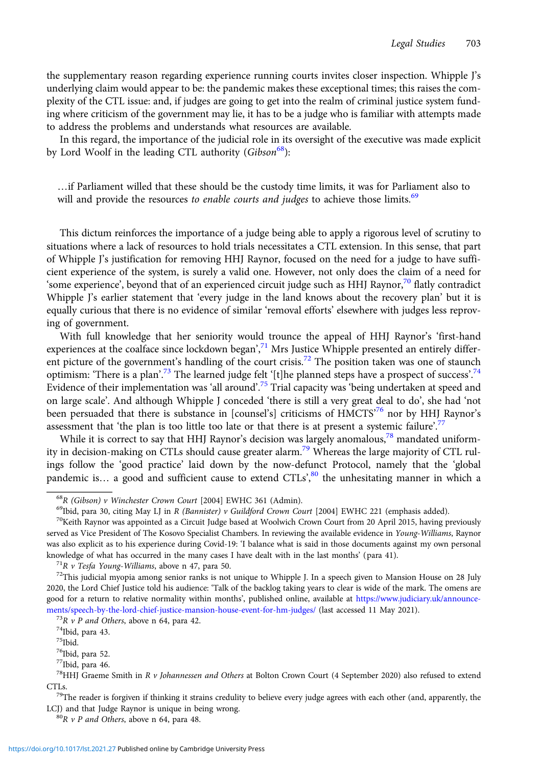the supplementary reason regarding experience running courts invites closer inspection. Whipple J's underlying claim would appear to be: the pandemic makes these exceptional times; this raises the complexity of the CTL issue: and, if judges are going to get into the realm of criminal justice system funding where criticism of the government may lie, it has to be a judge who is familiar with attempts made to address the problems and understands what resources are available.

In this regard, the importance of the judicial role in its oversight of the executive was made explicit by Lord Woolf in the leading CTL authority (*Gibson*[68]):

> …if Parliament willed that these should be the custody time limits, it was for Parliament also to will and provide the resources *to enable courts and judges* to achieve those limits.[69]

This dictum reinforces the importance of a judge being able to apply a rigorous level of scrutiny to situations where a lack of resources to hold trials necessitates a CTL extension. In this sense, that part of Whipple J's justification for removing HHJ Raynor, focused on the need for a judge to have sufficient experience of the system, is surely a valid one. However, not only does the claim of a need for 'some experience', beyond that of an experienced circuit judge such as HHJ Raynor,[70] flatly contradict Whipple J's earlier statement that 'every judge in the land knows about the recovery plan' but it is equally curious that there is no evidence of similar 'removal efforts' elsewhere with judges less reproving of government.

With full knowledge that her seniority would trounce the appeal of HHJ Raynor's 'first-hand experiences at the coalface since lockdown began',[71] Mrs Justice Whipple presented an entirely different picture of the government's handling of the court crisis.[72] The position taken was one of staunch optimism: 'There is a plan'.[73] The learned judge felt '[t]he planned steps have a prospect of success'.[74] Evidence of their implementation was 'all around'.[75] Trial capacity was 'being undertaken at speed and on large scale'. And although Whipple J conceded 'there is still a very great deal to do', she had 'not been persuaded that there is substance in [counsel's] criticisms of HMCTS'[76] nor by HHJ Raynor's assessment that 'the plan is too little too late or that there is at present a systemic failure'.[77]

While it is correct to say that HHJ Raynor's decision was largely anomalous,[78] mandated uniformity in decision-making on CTLs should cause greater alarm.[79] Whereas the large majority of CTL rulings follow the 'good practice' laid down by the now-defunct Protocol, namely that the 'global pandemic is… a good and sufficient cause to extend CTLs',[80] the unhesitating manner in which a

---

[68] *R (Gibson) v Winchester Crown Court* [2004] EWHC 361 (Admin).

[69] Ibid, para 30, citing May LJ in *R (Bannister) v Guildford Crown Court* [2004] EWHC 221 (emphasis added).

[70] Keith Raynor was appointed as a Circuit Judge based at Woolwich Crown Court from 20 April 2015, having previously served as Vice President of The Kosovo Specialist Chambers. In reviewing the available evidence in *Young-Williams*, Raynor was also explicit as to his experience during Covid-19: 'I balance what is said in those documents against my own personal knowledge of what has occurred in the many cases I have dealt with in the last months' (para 41).

[71] *R v Tesfa Young-Williams*, above n 47, para 50.

[72] This judicial myopia among senior ranks is not unique to Whipple J. In a speech given to Mansion House on 28 July 2020, the Lord Chief Justice told his audience: 'Talk of the backlog taking years to clear is wide of the mark. The omens are good for a return to relative normality within months', published online, available at https://www.judiciary.uk/announcements/speech-by-the-lord-chief-justice-mansion-house-event-for-hm-judges/ (last accessed 11 May 2021).

[73] *R v P and Others*, above n 64, para 42.

[74] Ibid, para 43.

[75] Ibid.

[76] Ibid, para 52.

[77] Ibid, para 46.

[78] HHJ Graeme Smith in *R v Johannessen and Others* at Bolton Crown Court (4 September 2020) also refused to extend CTLs.

[79] The reader is forgiven if thinking it strains credulity to believe every judge agrees with each other (and, apparently, the LCJ) and that Judge Raynor is unique in being wrong.

[80] *R v P and Others*, above n 64, para 48.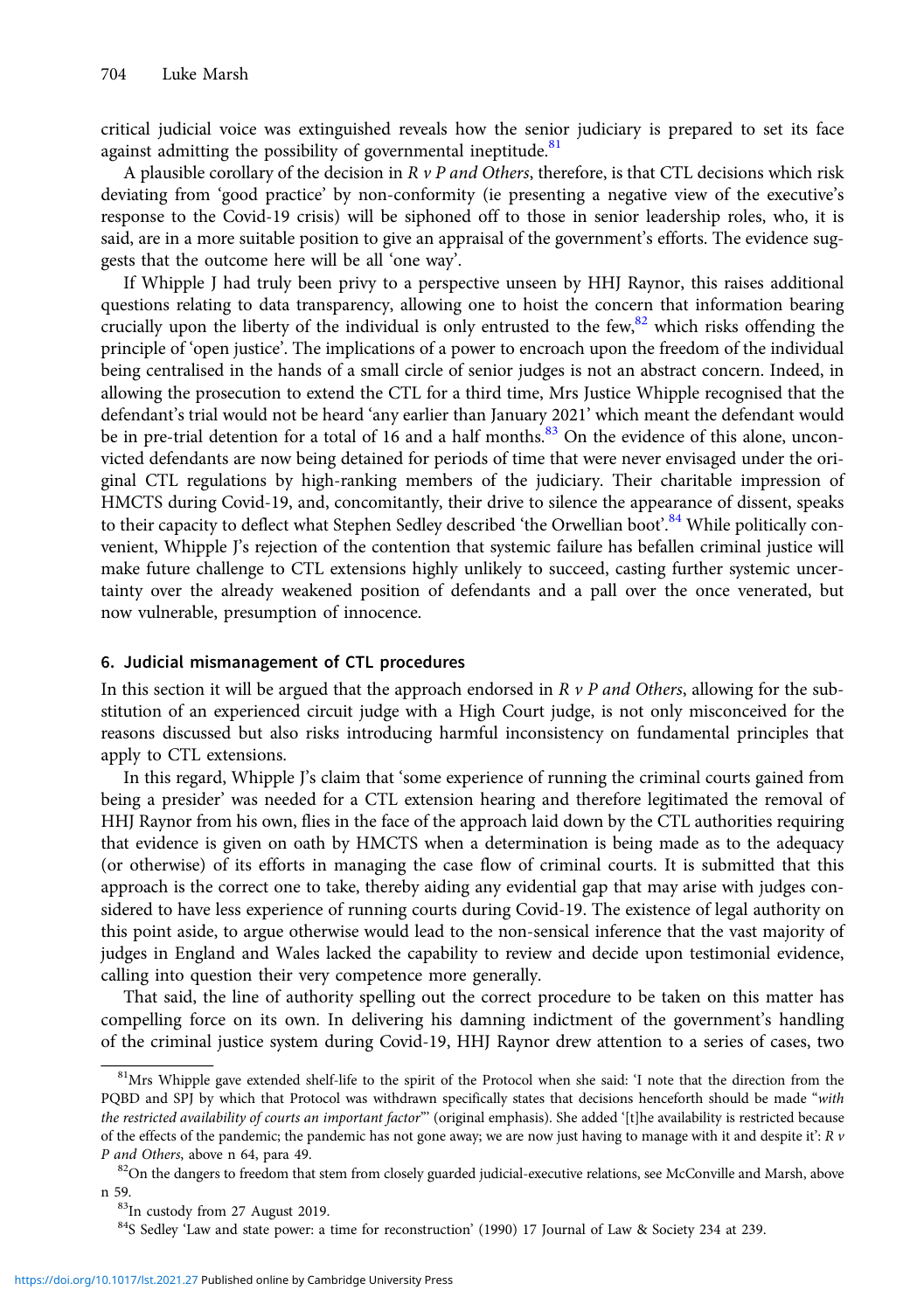critical judicial voice was extinguished reveals how the senior judiciary is prepared to set its face against admitting the possibility of governmental ineptitude.[81]

A plausible corollary of the decision in *R v P and Others*, therefore, is that CTL decisions which risk deviating from 'good practice' by non-conformity (ie presenting a negative view of the executive's response to the Covid-19 crisis) will be siphoned off to those in senior leadership roles, who, it is said, are in a more suitable position to give an appraisal of the government's efforts. The evidence suggests that the outcome here will be all 'one way'.

If Whipple J had truly been privy to a perspective unseen by HHJ Raynor, this raises additional questions relating to data transparency, allowing one to hoist the concern that information bearing crucially upon the liberty of the individual is only entrusted to the few,[82] which risks offending the principle of 'open justice'. The implications of a power to encroach upon the freedom of the individual being centralised in the hands of a small circle of senior judges is not an abstract concern. Indeed, in allowing the prosecution to extend the CTL for a third time, Mrs Justice Whipple recognised that the defendant's trial would not be heard 'any earlier than January 2021' which meant the defendant would be in pre-trial detention for a total of 16 and a half months.[83] On the evidence of this alone, unconvicted defendants are now being detained for periods of time that were never envisaged under the original CTL regulations by high-ranking members of the judiciary. Their charitable impression of HMCTS during Covid-19, and, concomitantly, their drive to silence the appearance of dissent, speaks to their capacity to deflect what Stephen Sedley described 'the Orwellian boot'.[84] While politically convenient, Whipple J's rejection of the contention that systemic failure has befallen criminal justice will make future challenge to CTL extensions highly unlikely to succeed, casting further systemic uncertainty over the already weakened position of defendants and a pall over the once venerated, but now vulnerable, presumption of innocence.

## 6. Judicial mismanagement of CTL procedures

In this section it will be argued that the approach endorsed in *R v P and Others*, allowing for the substitution of an experienced circuit judge with a High Court judge, is not only misconceived for the reasons discussed but also risks introducing harmful inconsistency on fundamental principles that apply to CTL extensions.

In this regard, Whipple J's claim that 'some experience of running the criminal courts gained from being a presider' was needed for a CTL extension hearing and therefore legitimated the removal of HHJ Raynor from his own, flies in the face of the approach laid down by the CTL authorities requiring that evidence is given on oath by HMCTS when a determination is being made as to the adequacy (or otherwise) of its efforts in managing the case flow of criminal courts. It is submitted that this approach is the correct one to take, thereby aiding any evidential gap that may arise with judges considered to have less experience of running courts during Covid-19. The existence of legal authority on this point aside, to argue otherwise would lead to the non-sensical inference that the vast majority of judges in England and Wales lacked the capability to review and decide upon testimonial evidence, calling into question their very competence more generally.

That said, the line of authority spelling out the correct procedure to be taken on this matter has compelling force on its own. In delivering his damning indictment of the government's handling of the criminal justice system during Covid-19, HHJ Raynor drew attention to a series of cases, two

---

[81] Mrs Whipple gave extended shelf-life to the spirit of the Protocol when she said: 'I note that the direction from the PQBD and SPJ by which that Protocol was withdrawn specifically states that decisions henceforth should be made "*with the restricted availability of courts an important factor*"' (original emphasis). She added '[t]he availability is restricted because of the effects of the pandemic; the pandemic has not gone away; we are now just having to manage with it and despite it': *R v P and Others*, above n 64, para 49.

[82] On the dangers to freedom that stem from closely guarded judicial-executive relations, see McConville and Marsh, above n 59.

[83] In custody from 27 August 2019.

[84] S Sedley 'Law and state power: a time for reconstruction' (1990) 17 Journal of Law & Society 234 at 239.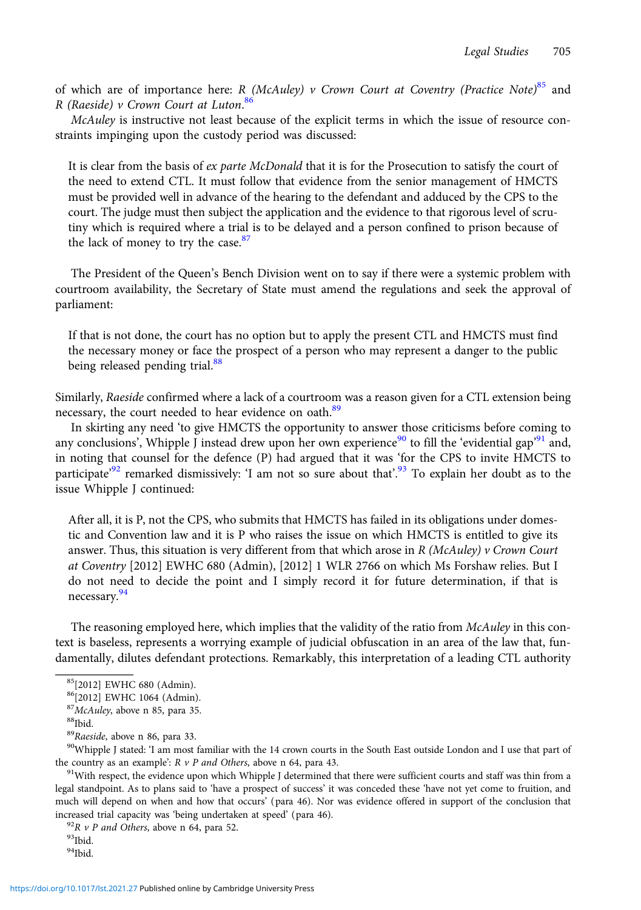of which are of importance here: *R (McAuley) v Crown Court at Coventry (Practice Note)*[85] and *R (Raeside) v Crown Court at Luton*.[86]

*McAuley* is instructive not least because of the explicit terms in which the issue of resource constraints impinging upon the custody period was discussed:

> It is clear from the basis of *ex parte McDonald* that it is for the Prosecution to satisfy the court of the need to extend CTL. It must follow that evidence from the senior management of HMCTS must be provided well in advance of the hearing to the defendant and adduced by the CPS to the court. The judge must then subject the application and the evidence to that rigorous level of scrutiny which is required where a trial is to be delayed and a person confined to prison because of the lack of money to try the case.[87]

The President of the Queen's Bench Division went on to say if there were a systemic problem with courtroom availability, the Secretary of State must amend the regulations and seek the approval of parliament:

> If that is not done, the court has no option but to apply the present CTL and HMCTS must find the necessary money or face the prospect of a person who may represent a danger to the public being released pending trial.[88]

Similarly, *Raeside* confirmed where a lack of a courtroom was a reason given for a CTL extension being necessary, the court needed to hear evidence on oath.[89]

In skirting any need 'to give HMCTS the opportunity to answer those criticisms before coming to any conclusions', Whipple J instead drew upon her own experience[90] to fill the 'evidential gap'[91] and, in noting that counsel for the defence (P) had argued that it was 'for the CPS to invite HMCTS to participate'[92] remarked dismissively: 'I am not so sure about that'.[93] To explain her doubt as to the issue Whipple J continued:

> After all, it is P, not the CPS, who submits that HMCTS has failed in its obligations under domestic and Convention law and it is P who raises the issue on which HMCTS is entitled to give its answer. Thus, this situation is very different from that which arose in *R (McAuley) v Crown Court at Coventry* [2012] EWHC 680 (Admin), [2012] 1 WLR 2766 on which Ms Forshaw relies. But I do not need to decide the point and I simply record it for future determination, if that is necessary.[94]

The reasoning employed here, which implies that the validity of the ratio from *McAuley* in this context is baseless, represents a worrying example of judicial obfuscation in an area of the law that, fundamentally, dilutes defendant protections. Remarkably, this interpretation of a leading CTL authority

[85] [2012] EWHC 680 (Admin).

[86] [2012] EWHC 1064 (Admin).

[87] *McAuley*, above n 85, para 35.

[88] Ibid.

[89] *Raeside*, above n 86, para 33.

[90] Whipple J stated: 'I am most familiar with the 14 crown courts in the South East outside London and I use that part of the country as an example': *R v P and Others*, above n 64, para 43.

[91] With respect, the evidence upon which Whipple J determined that there were sufficient courts and staff was thin from a legal standpoint. As to plans said to 'have a prospect of success' it was conceded these 'have not yet come to fruition, and much will depend on when and how that occurs' (para 46). Nor was evidence offered in support of the conclusion that increased trial capacity was 'being undertaken at speed' (para 46).

[92] *R v P and Others*, above n 64, para 52.

[93] Ibid.

[94] Ibid.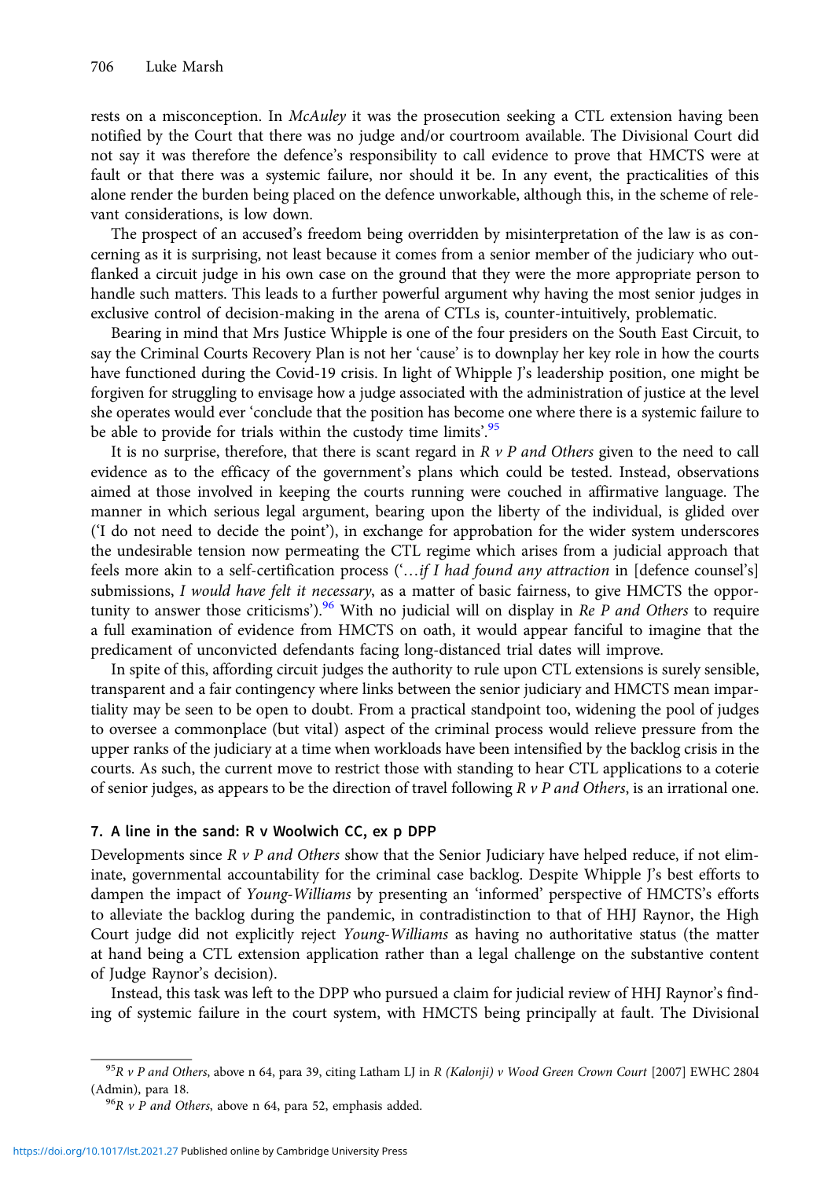rests on a misconception. In *McAuley* it was the prosecution seeking a CTL extension having been notified by the Court that there was no judge and/or courtroom available. The Divisional Court did not say it was therefore the defence's responsibility to call evidence to prove that HMCTS were at fault or that there was a systemic failure, nor should it be. In any event, the practicalities of this alone render the burden being placed on the defence unworkable, although this, in the scheme of relevant considerations, is low down.

The prospect of an accused's freedom being overridden by misinterpretation of the law is as concerning as it is surprising, not least because it comes from a senior member of the judiciary who outflanked a circuit judge in his own case on the ground that they were the more appropriate person to handle such matters. This leads to a further powerful argument why having the most senior judges in exclusive control of decision-making in the arena of CTLs is, counter-intuitively, problematic.

Bearing in mind that Mrs Justice Whipple is one of the four presiders on the South East Circuit, to say the Criminal Courts Recovery Plan is not her 'cause' is to downplay her key role in how the courts have functioned during the Covid-19 crisis. In light of Whipple J's leadership position, one might be forgiven for struggling to envisage how a judge associated with the administration of justice at the level she operates would ever 'conclude that the position has become one where there is a systemic failure to be able to provide for trials within the custody time limits'.[95]

It is no surprise, therefore, that there is scant regard in *R v P and Others* given to the need to call evidence as to the efficacy of the government's plans which could be tested. Instead, observations aimed at those involved in keeping the courts running were couched in affirmative language. The manner in which serious legal argument, bearing upon the liberty of the individual, is glided over ('I do not need to decide the point'), in exchange for approbation for the wider system underscores the undesirable tension now permeating the CTL regime which arises from a judicial approach that feels more akin to a self-certification process ('…*if I had found any attraction* in [defence counsel's] submissions, *I would have felt it necessary*, as a matter of basic fairness, to give HMCTS the opportunity to answer those criticisms').[96] With no judicial will on display in *Re P and Others* to require a full examination of evidence from HMCTS on oath, it would appear fanciful to imagine that the predicament of unconvicted defendants facing long-distanced trial dates will improve.

In spite of this, affording circuit judges the authority to rule upon CTL extensions is surely sensible, transparent and a fair contingency where links between the senior judiciary and HMCTS mean impartiality may be seen to be open to doubt. From a practical standpoint too, widening the pool of judges to oversee a commonplace (but vital) aspect of the criminal process would relieve pressure from the upper ranks of the judiciary at a time when workloads have been intensified by the backlog crisis in the courts. As such, the current move to restrict those with standing to hear CTL applications to a coterie of senior judges, as appears to be the direction of travel following *R v P and Others*, is an irrational one.

### 7. A line in the sand: R v Woolwich CC, ex p DPP

Developments since *R v P and Others* show that the Senior Judiciary have helped reduce, if not eliminate, governmental accountability for the criminal case backlog. Despite Whipple J's best efforts to dampen the impact of *Young-Williams* by presenting an 'informed' perspective of HMCTS's efforts to alleviate the backlog during the pandemic, in contradistinction to that of HHJ Raynor, the High Court judge did not explicitly reject *Young-Williams* as having no authoritative status (the matter at hand being a CTL extension application rather than a legal challenge on the substantive content of Judge Raynor's decision).

Instead, this task was left to the DPP who pursued a claim for judicial review of HHJ Raynor's finding of systemic failure in the court system, with HMCTS being principally at fault. The Divisional

---

[95] *R v P and Others*, above n 64, para 39, citing Latham LJ in *R (Kalonji) v Wood Green Crown Court* [2007] EWHC 2804 (Admin), para 18.

[96] *R v P and Others*, above n 64, para 52, emphasis added.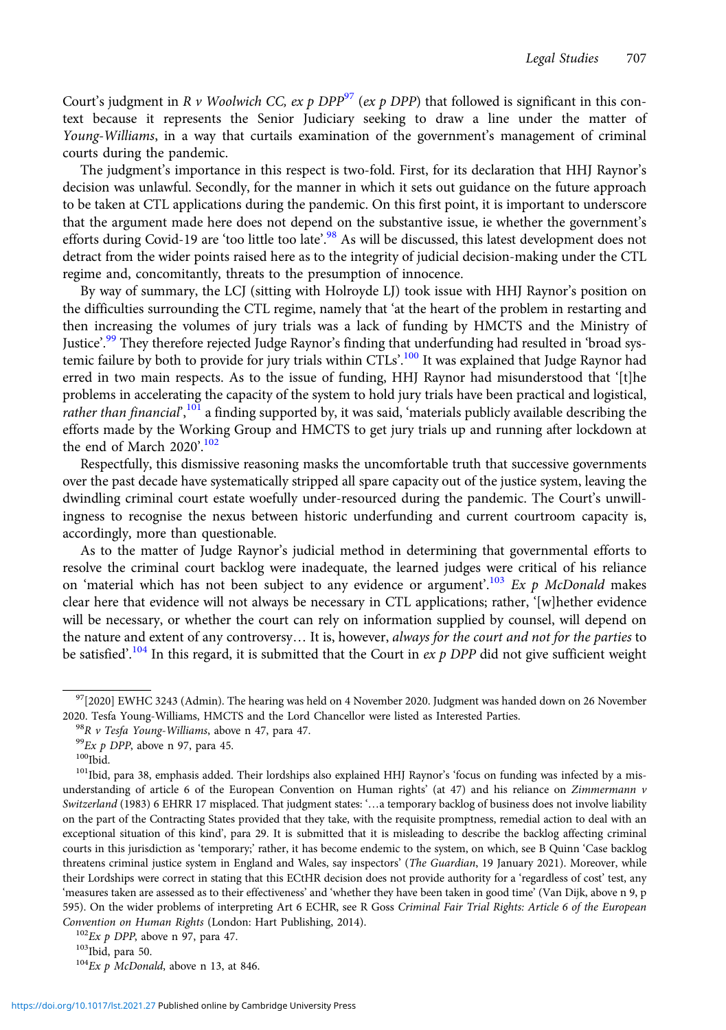Court's judgment in *R v Woolwich CC, ex p DPP*[97] (*ex p DPP*) that followed is significant in this context because it represents the Senior Judiciary seeking to draw a line under the matter of *Young-Williams*, in a way that curtails examination of the government's management of criminal courts during the pandemic.

The judgment's importance in this respect is two-fold. First, for its declaration that HHJ Raynor's decision was unlawful. Secondly, for the manner in which it sets out guidance on the future approach to be taken at CTL applications during the pandemic. On this first point, it is important to underscore that the argument made here does not depend on the substantive issue, ie whether the government's efforts during Covid-19 are 'too little too late'.[98] As will be discussed, this latest development does not detract from the wider points raised here as to the integrity of judicial decision-making under the CTL regime and, concomitantly, threats to the presumption of innocence.

By way of summary, the LCJ (sitting with Holroyde LJ) took issue with HHJ Raynor's position on the difficulties surrounding the CTL regime, namely that 'at the heart of the problem in restarting and then increasing the volumes of jury trials was a lack of funding by HMCTS and the Ministry of Justice'.[99] They therefore rejected Judge Raynor's finding that underfunding had resulted in 'broad systemic failure by both to provide for jury trials within CTLs'.[100] It was explained that Judge Raynor had erred in two main respects. As to the issue of funding, HHJ Raynor had misunderstood that '[t]he problems in accelerating the capacity of the system to hold jury trials have been practical and logistical, *rather than financial*',[101] a finding supported by, it was said, 'materials publicly available describing the efforts made by the Working Group and HMCTS to get jury trials up and running after lockdown at the end of March 2020'.[102]

Respectfully, this dismissive reasoning masks the uncomfortable truth that successive governments over the past decade have systematically stripped all spare capacity out of the justice system, leaving the dwindling criminal court estate woefully under-resourced during the pandemic. The Court's unwillingness to recognise the nexus between historic underfunding and current courtroom capacity is, accordingly, more than questionable.

As to the matter of Judge Raynor's judicial method in determining that governmental efforts to resolve the criminal court backlog were inadequate, the learned judges were critical of his reliance on 'material which has not been subject to any evidence or argument'.[103] *Ex p McDonald* makes clear here that evidence will not always be necessary in CTL applications; rather, '[w]hether evidence will be necessary, or whether the court can rely on information supplied by counsel, will depend on the nature and extent of any controversy… It is, however, *always for the court and not for the parties* to be satisfied'.[104] In this regard, it is submitted that the Court in *ex p DPP* did not give sufficient weight

---

[97] [2020] EWHC 3243 (Admin). The hearing was held on 4 November 2020. Judgment was handed down on 26 November 2020. Tesfa Young-Williams, HMCTS and the Lord Chancellor were listed as Interested Parties.

[98] *R v Tesfa Young-Williams*, above n 47, para 47.

[99] *Ex p DPP*, above n 97, para 45.

[100] Ibid.

[101] Ibid, para 38, emphasis added. Their lordships also explained HHJ Raynor's 'focus on funding was infected by a misunderstanding of article 6 of the European Convention on Human rights' (at 47) and his reliance on *Zimmermann v Switzerland* (1983) 6 EHRR 17 misplaced. That judgment states: '…a temporary backlog of business does not involve liability on the part of the Contracting States provided that they take, with the requisite promptness, remedial action to deal with an exceptional situation of this kind', para 29. It is submitted that it is misleading to describe the backlog affecting criminal courts in this jurisdiction as 'temporary;' rather, it has become endemic to the system, on which, see B Quinn 'Case backlog threatens criminal justice system in England and Wales, say inspectors' (*The Guardian*, 19 January 2021). Moreover, while their Lordships were correct in stating that this ECtHR decision does not provide authority for a 'regardless of cost' test, any 'measures taken are assessed as to their effectiveness' and 'whether they have been taken in good time' (Van Dijk, above n 9, p 595). On the wider problems of interpreting Art 6 ECHR, see R Goss *Criminal Fair Trial Rights: Article 6 of the European Convention on Human Rights* (London: Hart Publishing, 2014).

[102] *Ex p DPP*, above n 97, para 47.

[103] Ibid, para 50.

[104] *Ex p McDonald*, above n 13, at 846.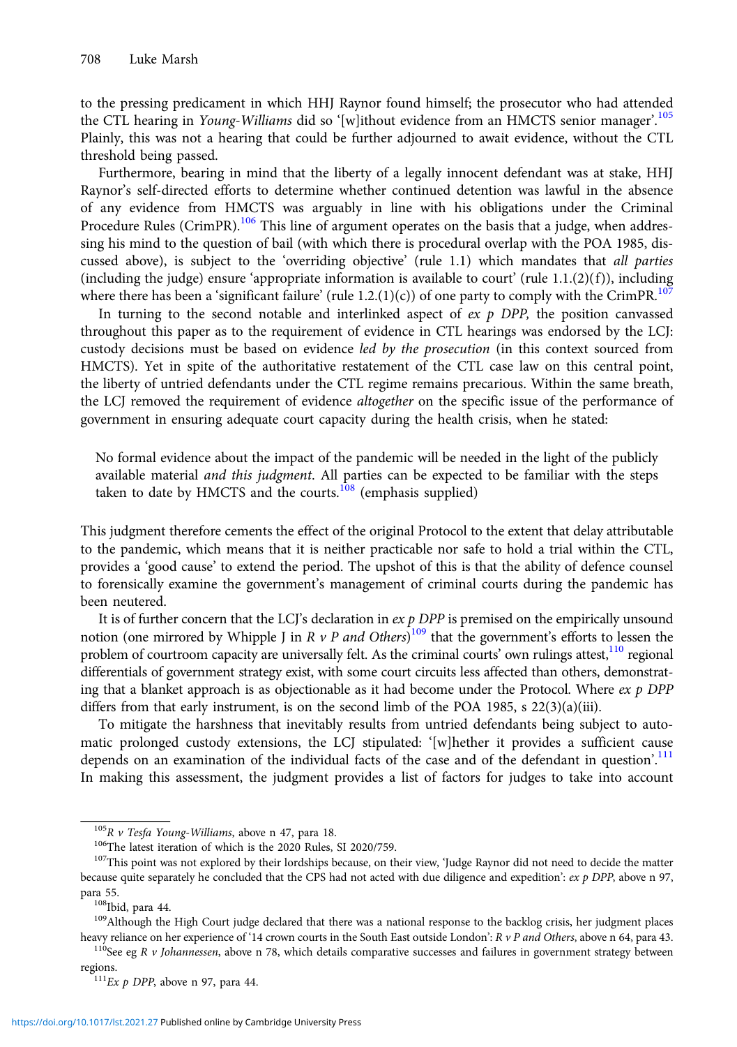to the pressing predicament in which HHJ Raynor found himself; the prosecutor who had attended the CTL hearing in *Young-Williams* did so '[w]ithout evidence from an HMCTS senior manager'.[105] Plainly, this was not a hearing that could be further adjourned to await evidence, without the CTL threshold being passed.

Furthermore, bearing in mind that the liberty of a legally innocent defendant was at stake, HHJ Raynor's self-directed efforts to determine whether continued detention was lawful in the absence of any evidence from HMCTS was arguably in line with his obligations under the Criminal Procedure Rules (CrimPR).[106] This line of argument operates on the basis that a judge, when addressing his mind to the question of bail (with which there is procedural overlap with the POA 1985, discussed above), is subject to the 'overriding objective' (rule 1.1) which mandates that *all parties* (including the judge) ensure 'appropriate information is available to court' (rule 1.1.(2)(f)), including where there has been a 'significant failure' (rule 1.2.(1)(c)) of one party to comply with the CrimPR.[107]

In turning to the second notable and interlinked aspect of *ex p DPP,* the position canvassed throughout this paper as to the requirement of evidence in CTL hearings was endorsed by the LCJ: custody decisions must be based on evidence *led by the prosecution* (in this context sourced from HMCTS). Yet in spite of the authoritative restatement of the CTL case law on this central point, the liberty of untried defendants under the CTL regime remains precarious. Within the same breath, the LCJ removed the requirement of evidence *altogether* on the specific issue of the performance of government in ensuring adequate court capacity during the health crisis, when he stated:

> No formal evidence about the impact of the pandemic will be needed in the light of the publicly available material *and this judgment*. All parties can be expected to be familiar with the steps taken to date by HMCTS and the courts.[108] (emphasis supplied)

This judgment therefore cements the effect of the original Protocol to the extent that delay attributable to the pandemic, which means that it is neither practicable nor safe to hold a trial within the CTL, provides a 'good cause' to extend the period. The upshot of this is that the ability of defence counsel to forensically examine the government's management of criminal courts during the pandemic has been neutered.

It is of further concern that the LCJ's declaration in *ex p DPP* is premised on the empirically unsound notion (one mirrored by Whipple J in *R v P and Others*)[109] that the government's efforts to lessen the problem of courtroom capacity are universally felt. As the criminal courts' own rulings attest,[110] regional differentials of government strategy exist, with some court circuits less affected than others, demonstrating that a blanket approach is as objectionable as it had become under the Protocol. Where *ex p DPP* differs from that early instrument, is on the second limb of the POA 1985, s 22(3)(a)(iii).

To mitigate the harshness that inevitably results from untried defendants being subject to automatic prolonged custody extensions, the LCJ stipulated: '[w]hether it provides a sufficient cause depends on an examination of the individual facts of the case and of the defendant in question'.[111] In making this assessment, the judgment provides a list of factors for judges to take into account

---

[105] *R v Tesfa Young-Williams*, above n 47, para 18.

[106] The latest iteration of which is the 2020 Rules, SI 2020/759.

[107] This point was not explored by their lordships because, on their view, 'Judge Raynor did not need to decide the matter because quite separately he concluded that the CPS had not acted with due diligence and expedition': *ex p DPP*, above n 97, para 55.

[108] Ibid, para 44.

[109] Although the High Court judge declared that there was a national response to the backlog crisis, her judgment places heavy reliance on her experience of '14 crown courts in the South East outside London': *R v P and Others*, above n 64, para 43.

[110] See eg *R v Johannessen*, above n 78, which details comparative successes and failures in government strategy between regions.

[111] *Ex p DPP*, above n 97, para 44.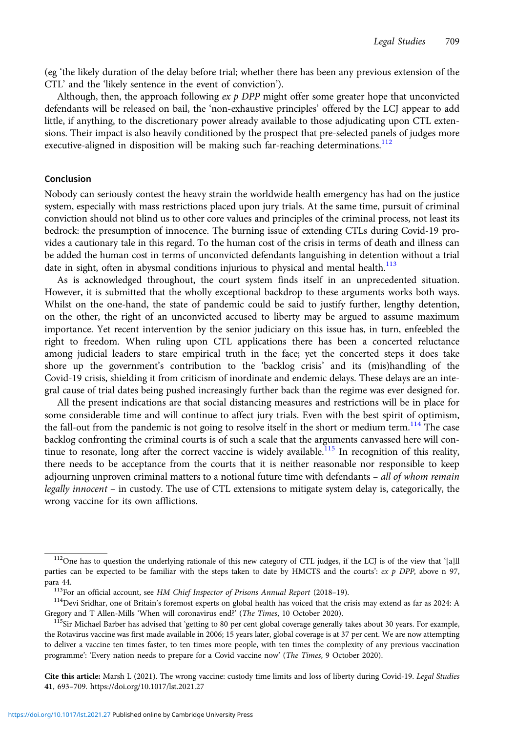(eg 'the likely duration of the delay before trial; whether there has been any previous extension of the CTL' and the 'likely sentence in the event of conviction').

Although, then, the approach following *ex p DPP* might offer some greater hope that unconvicted defendants will be released on bail, the 'non-exhaustive principles' offered by the LCJ appear to add little, if anything, to the discretionary power already available to those adjudicating upon CTL extensions. Their impact is also heavily conditioned by the prospect that pre-selected panels of judges more executive-aligned in disposition will be making such far-reaching determinations.[112]

## Conclusion

Nobody can seriously contest the heavy strain the worldwide health emergency has had on the justice system, especially with mass restrictions placed upon jury trials. At the same time, pursuit of criminal conviction should not blind us to other core values and principles of the criminal process, not least its bedrock: the presumption of innocence. The burning issue of extending CTLs during Covid-19 provides a cautionary tale in this regard. To the human cost of the crisis in terms of death and illness can be added the human cost in terms of unconvicted defendants languishing in detention without a trial date in sight, often in abysmal conditions injurious to physical and mental health.[113]

As is acknowledged throughout, the court system finds itself in an unprecedented situation. However, it is submitted that the wholly exceptional backdrop to these arguments works both ways. Whilst on the one-hand, the state of pandemic could be said to justify further, lengthy detention, on the other, the right of an unconvicted accused to liberty may be argued to assume maximum importance. Yet recent intervention by the senior judiciary on this issue has, in turn, enfeebled the right to freedom. When ruling upon CTL applications there has been a concerted reluctance among judicial leaders to stare empirical truth in the face; yet the concerted steps it does take shore up the government's contribution to the 'backlog crisis' and its (mis)handling of the Covid-19 crisis, shielding it from criticism of inordinate and endemic delays. These delays are an integral cause of trial dates being pushed increasingly further back than the regime was ever designed for.

All the present indications are that social distancing measures and restrictions will be in place for some considerable time and will continue to affect jury trials. Even with the best spirit of optimism, the fall-out from the pandemic is not going to resolve itself in the short or medium term.[114] The case backlog confronting the criminal courts is of such a scale that the arguments canvassed here will continue to resonate, long after the correct vaccine is widely available.[115] In recognition of this reality, there needs to be acceptance from the courts that it is neither reasonable nor responsible to keep adjourning unproven criminal matters to a notional future time with defendants – *all of whom remain legally innocent* – in custody. The use of CTL extensions to mitigate system delay is, categorically, the wrong vaccine for its own afflictions.

---

[112] One has to question the underlying rationale of this new category of CTL judges, if the LCJ is of the view that '[a]ll parties can be expected to be familiar with the steps taken to date by HMCTS and the courts': *ex p DPP*, above n 97, para 44.

[113] For an official account, see *HM Chief Inspector of Prisons Annual Report* (2018–19).

[114] Devi Sridhar, one of Britain's foremost experts on global health has voiced that the crisis may extend as far as 2024: A Gregory and T Allen-Mills 'When will coronavirus end?' (*The Times*, 10 October 2020).

[115] Sir Michael Barber has advised that 'getting to 80 per cent global coverage generally takes about 30 years. For example, the Rotavirus vaccine was first made available in 2006; 15 years later, global coverage is at 37 per cent. We are now attempting to deliver a vaccine ten times faster, to ten times more people, with ten times the complexity of any previous vaccination programme': 'Every nation needs to prepare for a Covid vaccine now' (*The Times*, 9 October 2020).

**Cite this article:** Marsh L (2021). The wrong vaccine: custody time limits and loss of liberty during Covid-19. *Legal Studies* **41**, 693–709. https://doi.org/10.1017/lst.2021.27